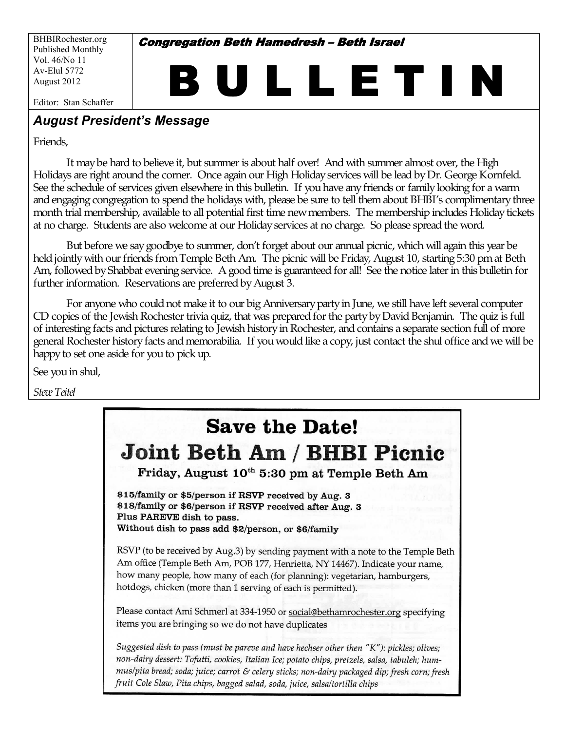BHBIRochester.org
Published Monthly
Vol. 46/No 11
Av-Elul 5772
August 2012

Editor: Stan Schaffer

**Congregation Beth Hamedresh – Beth Israel**

# BULLETIN

## *August President's Message*

Friends,

It may be hard to believe it, but summer is about half over! And with summer almost over, the High Holidays are right around the corner. Once again our High Holiday services will be lead by Dr. George Kornfeld. See the schedule of services given elsewhere in this bulletin. If you have any friends or family looking for a warm and engaging congregation to spend the holidays with, please be sure to tell them about BHBI's complimentary three month trial membership, available to all potential first time new members. The membership includes Holiday tickets at no charge. Students are also welcome at our Holiday services at no charge. So please spread the word.

But before we say goodbye to summer, don't forget about our annual picnic, which will again this year be held jointly with our friends from Temple Beth Am. The picnic will be Friday, August 10, starting 5:30 pm at Beth Am, followed by Shabbat evening service. A good time is guaranteed for all! See the notice later in this bulletin for further information. Reservations are preferred by August 3.

For anyone who could not make it to our big Anniversary party in June, we still have left several computer CD copies of the Jewish Rochester trivia quiz, that was prepared for the party by David Benjamin. The quiz is full of interesting facts and pictures relating to Jewish history in Rochester, and contains a separate section full of more general Rochester history facts and memorabilia. If you would like a copy, just contact the shul office and we will be happy to set one aside for you to pick up.

See you in shul,

*Steve Teitel*

# Save the Date!

## Joint Beth Am / BHBI Picnic

**Friday, August 10th 5:30 pm at Temple Beth Am**

**$15/family or $5/person if RSVP received by Aug. 3**
**$18/family or $6/person if RSVP received after Aug. 3**
**Plus PAREVE dish to pass.**
**Without dish to pass add $2/person, or $6/family**

RSVP (to be received by Aug.3) by sending payment with a note to the Temple Beth Am office (Temple Beth Am, POB 177, Henrietta, NY 14467). Indicate your name, how many people, how many of each (for planning): vegetarian, hamburgers, hotdogs, chicken (more than 1 serving of each is permitted).

Please contact Ami Schmerl at 334-1950 or social@bethamrochester.org specifying items you are bringing so we do not have duplicates

*Suggested dish to pass (must be pareve and have hechser other then "K"): pickles; olives; non-dairy dessert: Tofutti, cookies, Italian Ice; potato chips, pretzels, salsa, tabuleh; hummus/pita bread; soda; juice; carrot & celery sticks; non-dairy packaged dip; fresh corn; fresh fruit Cole Slaw, Pita chips, bagged salad, soda, juice, salsa/tortilla chips*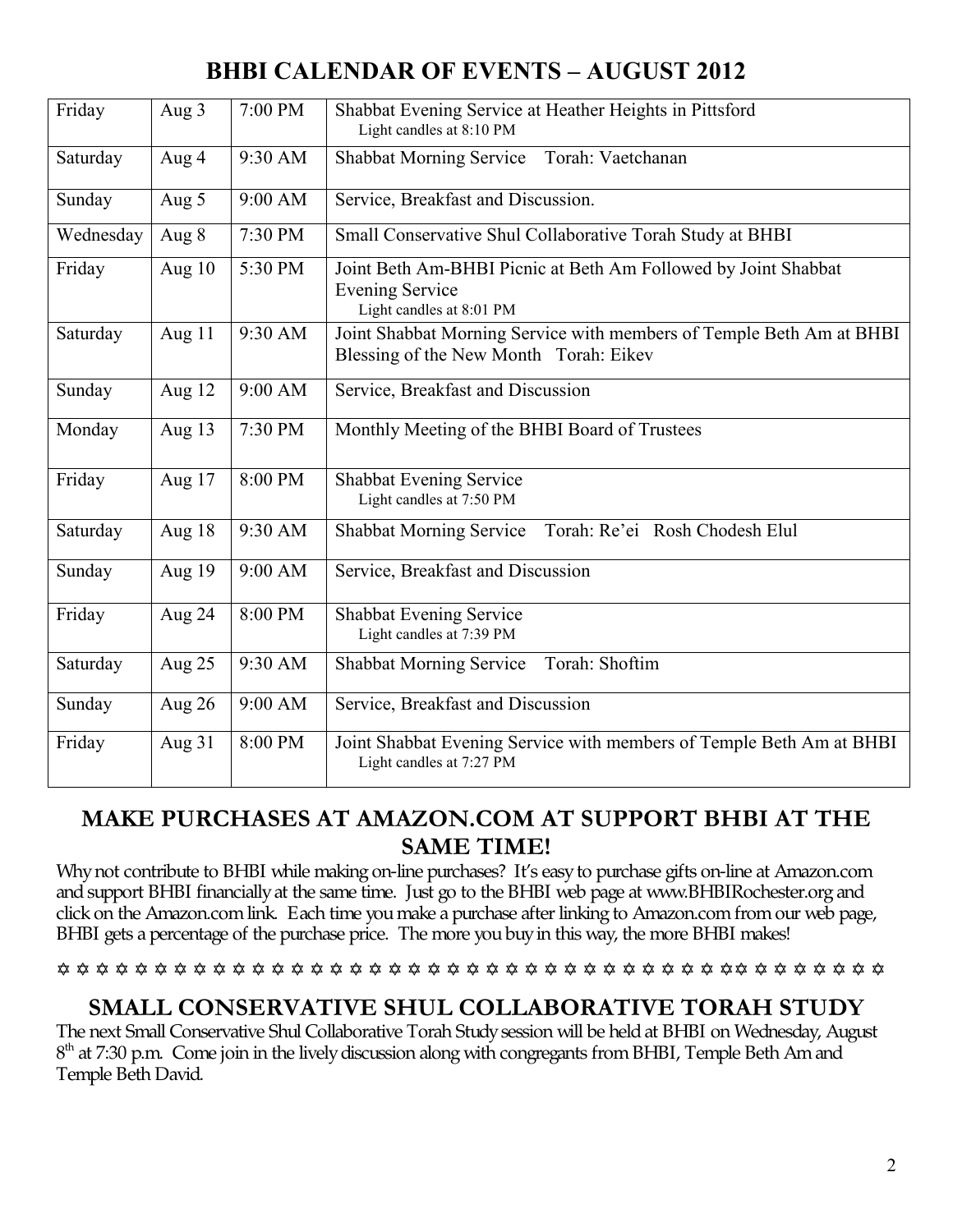# BHBI CALENDAR OF EVENTS – AUGUST 2012

| Day | Date | Time | Event |
|---|---|---|---|
| Friday | Aug 3 | 7:00 PM | Shabbat Evening Service at Heather Heights in Pittsford<br>Light candles at 8:10 PM |
| Saturday | Aug 4 | 9:30 AM | Shabbat Morning Service Torah: Vaetchanan |
| Sunday | Aug 5 | 9:00 AM | Service, Breakfast and Discussion. |
| Wednesday | Aug 8 | 7:30 PM | Small Conservative Shul Collaborative Torah Study at BHBI |
| Friday | Aug 10 | 5:30 PM | Joint Beth Am-BHBI Picnic at Beth Am Followed by Joint Shabbat Evening Service<br>Light candles at 8:01 PM |
| Saturday | Aug 11 | 9:30 AM | Joint Shabbat Morning Service with members of Temple Beth Am at BHBI<br>Blessing of the New Month Torah: Eikev |
| Sunday | Aug 12 | 9:00 AM | Service, Breakfast and Discussion |
| Monday | Aug 13 | 7:30 PM | Monthly Meeting of the BHBI Board of Trustees |
| Friday | Aug 17 | 8:00 PM | Shabbat Evening Service<br>Light candles at 7:50 PM |
| Saturday | Aug 18 | 9:30 AM | Shabbat Morning Service Torah: Re'ei Rosh Chodesh Elul |
| Sunday | Aug 19 | 9:00 AM | Service, Breakfast and Discussion |
| Friday | Aug 24 | 8:00 PM | Shabbat Evening Service<br>Light candles at 7:39 PM |
| Saturday | Aug 25 | 9:30 AM | Shabbat Morning Service Torah: Shoftim |
| Sunday | Aug 26 | 9:00 AM | Service, Breakfast and Discussion |
| Friday | Aug 31 | 8:00 PM | Joint Shabbat Evening Service with members of Temple Beth Am at BHBI<br>Light candles at 7:27 PM |

## MAKE PURCHASES AT AMAZON.COM AT SUPPORT BHBI AT THE SAME TIME!

Why not contribute to BHBI while making on-line purchases? It's easy to purchase gifts on-line at Amazon.com and support BHBI financially at the same time. Just go to the BHBI web page at www.BHBIRochester.org and click on the Amazon.com link. Each time you make a purchase after linking to Amazon.com from our web page, BHBI gets a percentage of the purchase price. The more you buy in this way, the more BHBI makes!

✡ ✡ ✡ ✡ ✡ ✡ ✡ ✡ ✡ ✡ ✡ ✡ ✡ ✡ ✡ ✡ ✡ ✡ ✡ ✡ ✡ ✡ ✡ ✡ ✡ ✡ ✡ ✡ ✡ ✡ ✡ ✡ ✡ ✡ ✡ ✡ ✡ ✡ ✡ ✡ ✡ ✡ ✡ ✡ ✡ ✡ ✡ ✡

## SMALL CONSERVATIVE SHUL COLLABORATIVE TORAH STUDY

The next Small Conservative Shul Collaborative Torah Study session will be held at BHBI on Wednesday, August 8th at 7:30 p.m. Come join in the lively discussion along with congregants from BHBI, Temple Beth Am and Temple Beth David.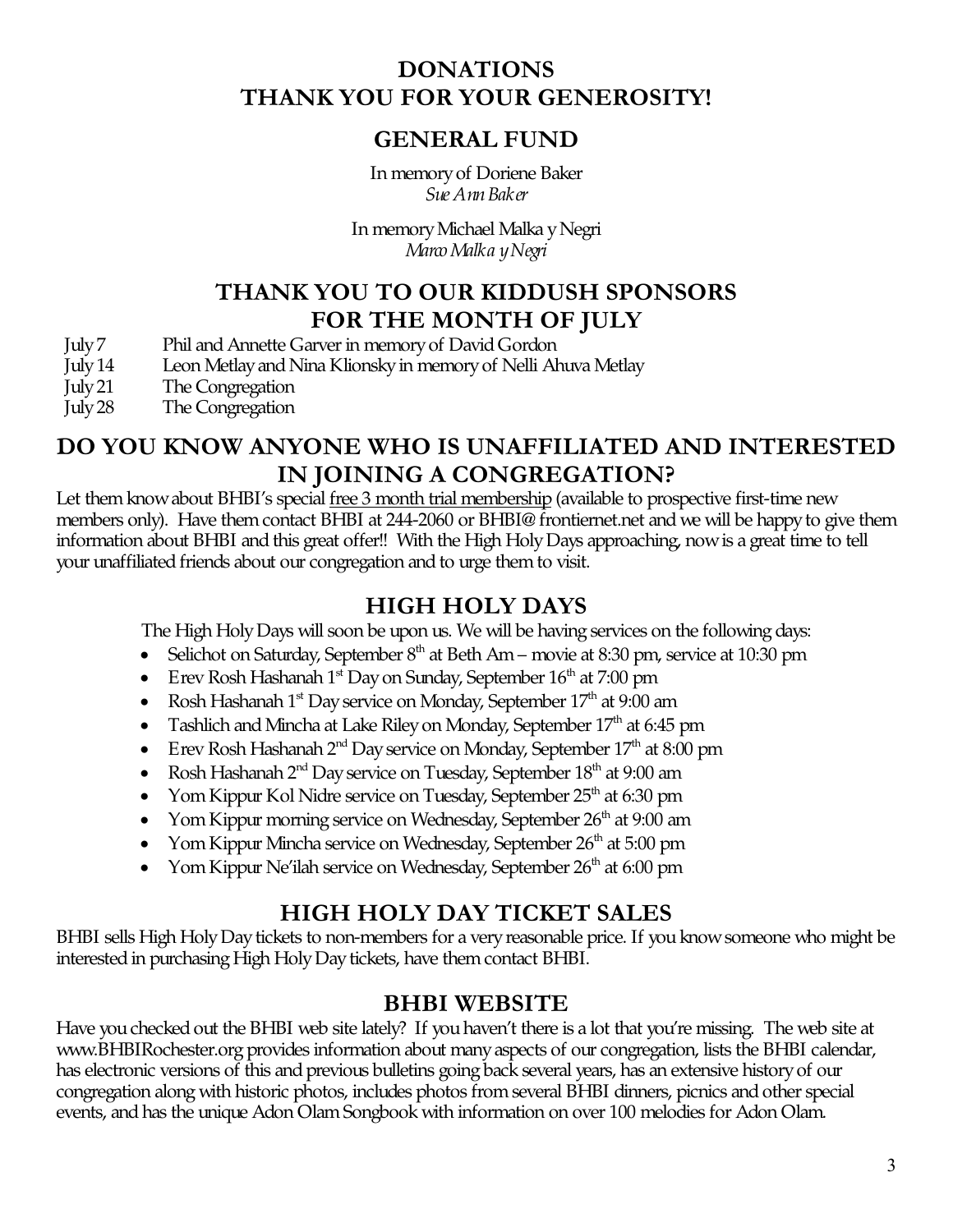# DONATIONS
# THANK YOU FOR YOUR GENEROSITY!

## GENERAL FUND

In memory of Doriene Baker
*Sue Ann Baker*

In memory Michael Malka y Negri
*Marco Malka y Negri*

## THANK YOU TO OUR KIDDUSH SPONSORS FOR THE MONTH OF JULY

| | |
|---|---|
| July 7 | Phil and Annette Garver in memory of David Gordon |
| July 14 | Leon Metlay and Nina Klionsky in memory of Nelli Ahuva Metlay |
| July 21 | The Congregation |
| July 28 | The Congregation |

## DO YOU KNOW ANYONE WHO IS UNAFFILIATED AND INTERESTED IN JOINING A CONGREGATION?

Let them know about BHBI's special free 3 month trial membership (available to prospective first-time new members only). Have them contact BHBI at 244-2060 or BHBI@ frontiernet.net and we will be happy to give them information about BHBI and this great offer!! With the High Holy Days approaching, now is a great time to tell your unaffiliated friends about our congregation and to urge them to visit.

## HIGH HOLY DAYS

The High Holy Days will soon be upon us. We will be having services on the following days:

- Selichot on Saturday, September 8th at Beth Am – movie at 8:30 pm, service at 10:30 pm
- Erev Rosh Hashanah 1st Day on Sunday, September 16th at 7:00 pm
- Rosh Hashanah 1st Day service on Monday, September 17th at 9:00 am
- Tashlich and Mincha at Lake Riley on Monday, September 17th at 6:45 pm
- Erev Rosh Hashanah 2nd Day service on Monday, September 17th at 8:00 pm
- Rosh Hashanah 2nd Day service on Tuesday, September 18th at 9:00 am
- Yom Kippur Kol Nidre service on Tuesday, September 25th at 6:30 pm
- Yom Kippur morning service on Wednesday, September 26th at 9:00 am
- Yom Kippur Mincha service on Wednesday, September 26th at 5:00 pm
- Yom Kippur Ne'ilah service on Wednesday, September 26th at 6:00 pm

## HIGH HOLY DAY TICKET SALES

BHBI sells High Holy Day tickets to non-members for a very reasonable price. If you know someone who might be interested in purchasing High Holy Day tickets, have them contact BHBI.

## BHBI WEBSITE

Have you checked out the BHBI web site lately? If you haven't there is a lot that you're missing. The web site at www.BHBIRochester.org provides information about many aspects of our congregation, lists the BHBI calendar, has electronic versions of this and previous bulletins going back several years, has an extensive history of our congregation along with historic photos, includes photos from several BHBI dinners, picnics and other special events, and has the unique Adon Olam Songbook with information on over 100 melodies for Adon Olam.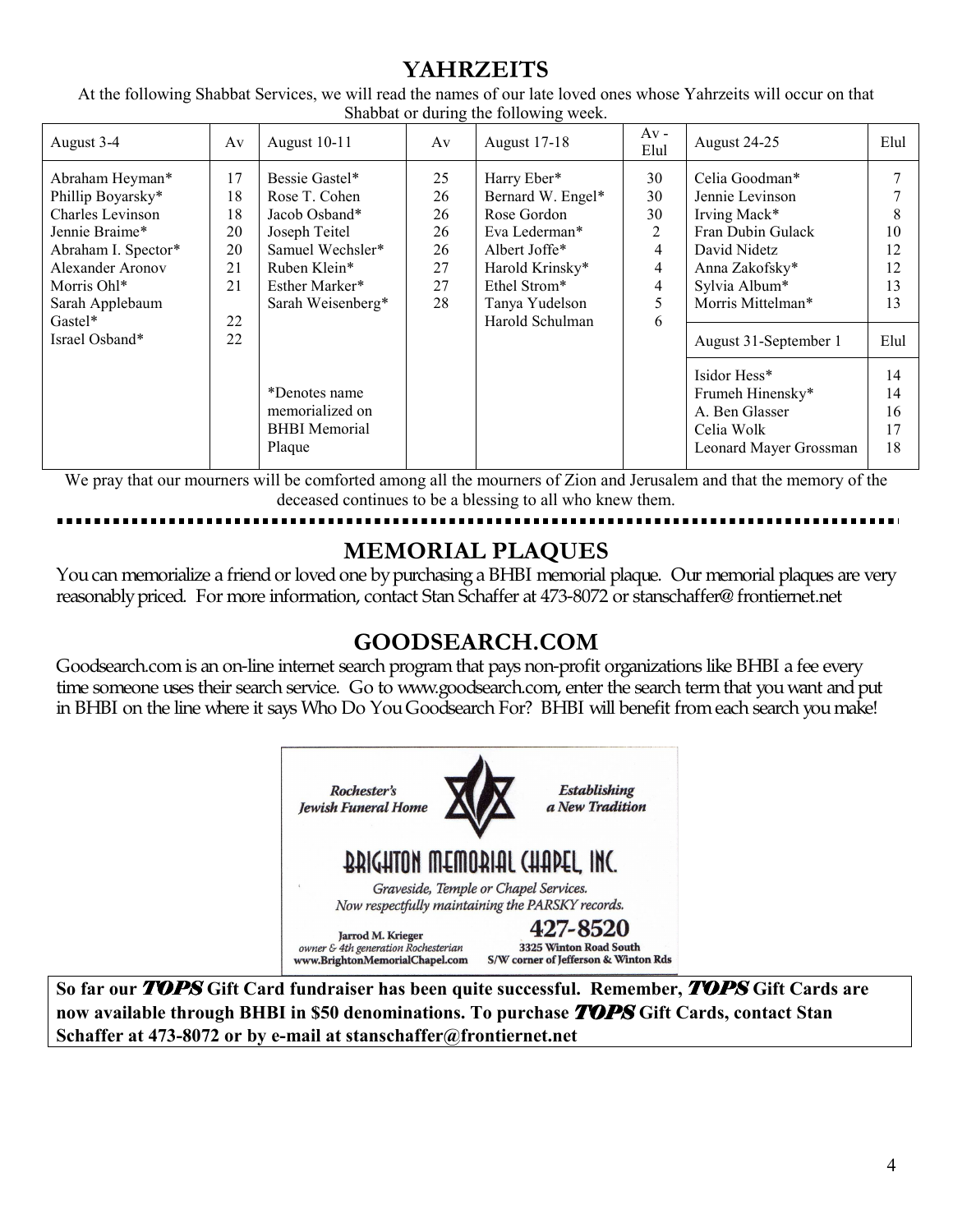## YAHRZEITS

At the following Shabbat Services, we will read the names of our late loved ones whose Yahrzeits will occur on that Shabbat or during the following week.

| August 3-4 | Av | August 10-11 | Av | August 17-18 | Av - Elul | August 24-25 | Elul |
|---|---|---|---|---|---|---|---|
| Abraham Heyman* | 17 | Bessie Gastel* | 25 | Harry Eber* | 30 | Celia Goodman* | 7 |
| Phillip Boyarsky* | 18 | Rose T. Cohen | 26 | Bernard W. Engel* | 30 | Jennie Levinson | 7 |
| Charles Levinson | 18 | Jacob Osband* | 26 | Rose Gordon | 30 | Irving Mack* | 8 |
| Jennie Braime* | 20 | Joseph Teitel | 26 | Eva Lederman* | 2 | Fran Dubin Gulack | 10 |
| Abraham I. Spector* | 20 | Samuel Wechsler* | 26 | Albert Joffe* | 4 | David Nidetz | 12 |
| Alexander Aronov | 21 | Ruben Klein* | 27 | Harold Krinsky* | 4 | Anna Zakofsky* | 12 |
| Morris Ohl* | 21 | Esther Marker* | 27 | Ethel Strom* | 4 | Sylvia Album* | 13 |
| Sarah Applebaum Gastel* | 22 | Sarah Weisenberg* | 28 | Tanya Yudelson | 5 | Morris Mittelman* | 13 |
| Israel Osband* | 22 | | | Harold Schulman | 6 | August 31-September 1 | Elul |
| | | *Denotes name memorialized on BHBI Memorial Plaque | | | | Isidor Hess* | 14 |
| | | | | | | Frumeh Hinensky* | 14 |
| | | | | | | A. Ben Glasser | 16 |
| | | | | | | Celia Wolk | 17 |
| | | | | | | Leonard Mayer Grossman | 18 |

We pray that our mourners will be comforted among all the mourners of Zion and Jerusalem and that the memory of the deceased continues to be a blessing to all who knew them.

## MEMORIAL PLAQUES

You can memorialize a friend or loved one by purchasing a BHBI memorial plaque. Our memorial plaques are very reasonably priced. For more information, contact Stan Schaffer at 473-8072 or stanschaffer@ frontiernet.net

## GOODSEARCH.COM

Goodsearch.com is an on-line internet search program that pays non-profit organizations like BHBI a fee every time someone uses their search service. Go to www.goodsearch.com, enter the search term that you want and put in BHBI on the line where it says Who Do You Goodsearch For? BHBI will benefit from each search you make!

*Rochester's Jewish Funeral Home* — *Establishing a New Tradition*

BRIGHTON MEMORIAL CHAPEL, INC.

*Graveside, Temple or Chapel Services.*
*Now respectfully maintaining the PARSKY records.*

Jarrod M. Krieger
*owner & 4th generation Rochesterian*
www.BrightonMemorialChapel.com

427-8520
3325 Winton Road South
S/W corner of Jefferson & Winton Rds

**So far our *TOPS* Gift Card fundraiser has been quite successful. Remember, *TOPS* Gift Cards are now available through BHBI in $50 denominations. To purchase *TOPS* Gift Cards, contact Stan Schaffer at 473-8072 or by e-mail at stanschaffer@frontiernet.net**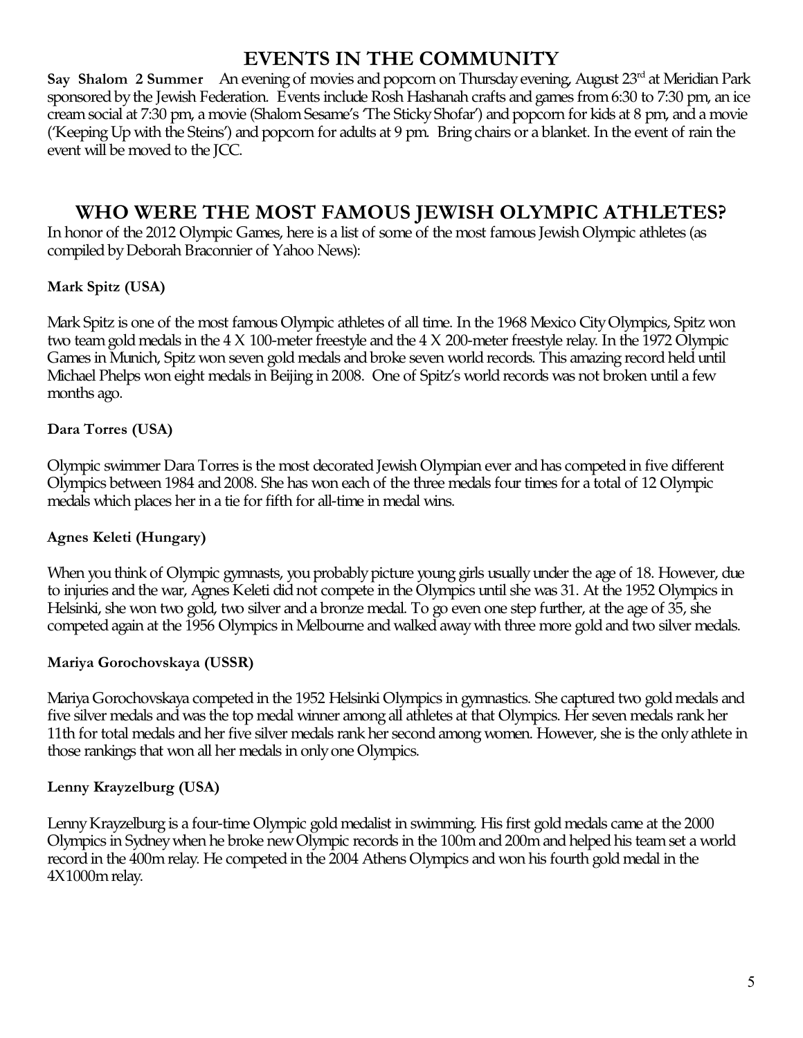## EVENTS IN THE COMMUNITY

**Say Shalom 2 Summer** An evening of movies and popcorn on Thursday evening, August 23rd at Meridian Park sponsored by the Jewish Federation. Events include Rosh Hashanah crafts and games from 6:30 to 7:30 pm, an ice cream social at 7:30 pm, a movie (Shalom Sesame's 'The Sticky Shofar') and popcorn for kids at 8 pm, and a movie ('Keeping Up with the Steins') and popcorn for adults at 9 pm. Bring chairs or a blanket. In the event of rain the event will be moved to the JCC.

## WHO WERE THE MOST FAMOUS JEWISH OLYMPIC ATHLETES?

In honor of the 2012 Olympic Games, here is a list of some of the most famous Jewish Olympic athletes (as compiled by Deborah Braconnier of Yahoo News):

**Mark Spitz (USA)**

Mark Spitz is one of the most famous Olympic athletes of all time. In the 1968 Mexico City Olympics, Spitz won two team gold medals in the 4 X 100-meter freestyle and the 4 X 200-meter freestyle relay. In the 1972 Olympic Games in Munich, Spitz won seven gold medals and broke seven world records. This amazing record held until Michael Phelps won eight medals in Beijing in 2008. One of Spitz's world records was not broken until a few months ago.

**Dara Torres (USA)**

Olympic swimmer Dara Torres is the most decorated Jewish Olympian ever and has competed in five different Olympics between 1984 and 2008. She has won each of the three medals four times for a total of 12 Olympic medals which places her in a tie for fifth for all-time in medal wins.

**Agnes Keleti (Hungary)**

When you think of Olympic gymnasts, you probably picture young girls usually under the age of 18. However, due to injuries and the war, Agnes Keleti did not compete in the Olympics until she was 31. At the 1952 Olympics in Helsinki, she won two gold, two silver and a bronze medal. To go even one step further, at the age of 35, she competed again at the 1956 Olympics in Melbourne and walked away with three more gold and two silver medals.

**Mariya Gorochovskaya (USSR)**

Mariya Gorochovskaya competed in the 1952 Helsinki Olympics in gymnastics. She captured two gold medals and five silver medals and was the top medal winner among all athletes at that Olympics. Her seven medals rank her 11th for total medals and her five silver medals rank her second among women. However, she is the only athlete in those rankings that won all her medals in only one Olympics.

**Lenny Krayzelburg (USA)**

Lenny Krayzelburg is a four-time Olympic gold medalist in swimming. His first gold medals came at the 2000 Olympics in Sydney when he broke new Olympic records in the 100m and 200m and helped his team set a world record in the 400m relay. He competed in the 2004 Athens Olympics and won his fourth gold medal in the 4X1000m relay.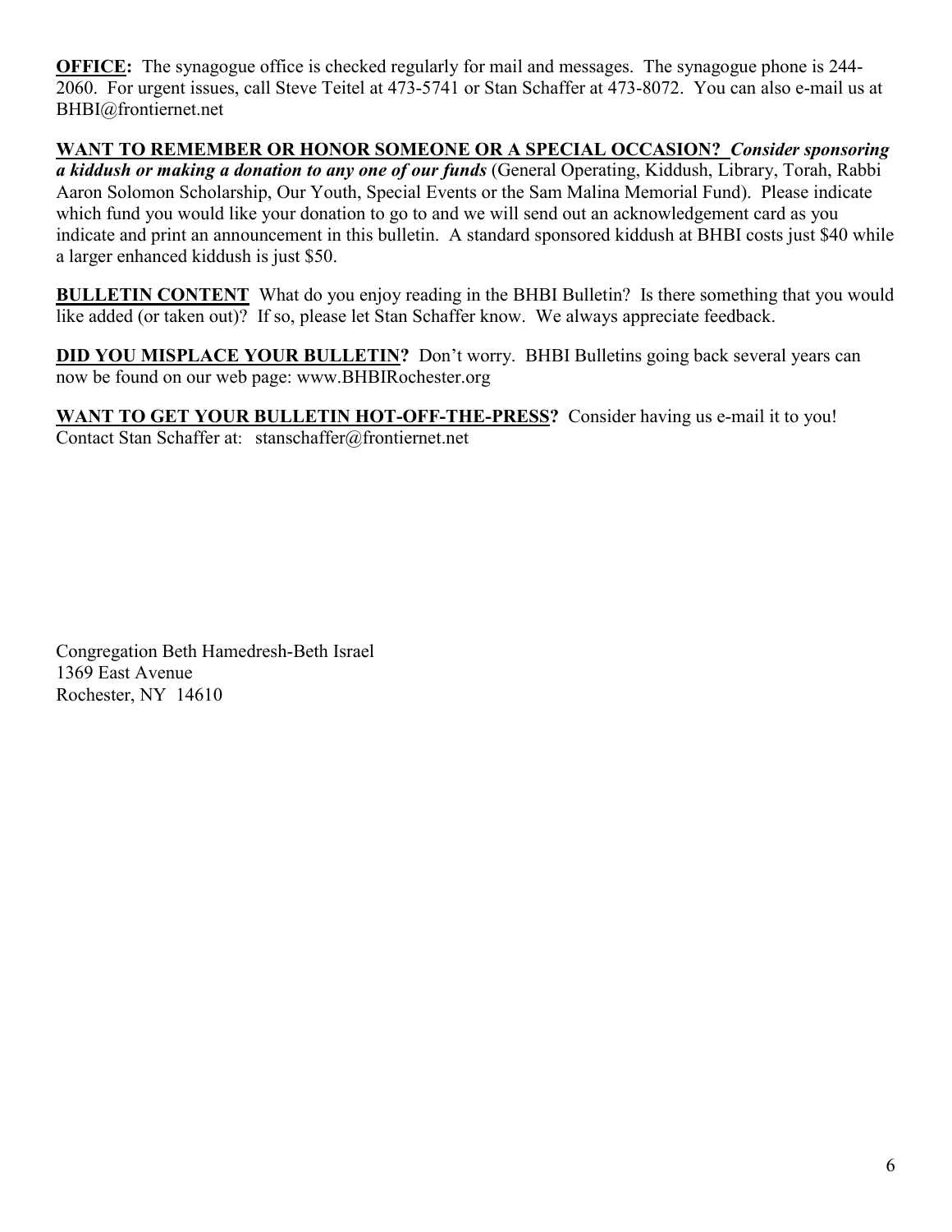**OFFICE:** The synagogue office is checked regularly for mail and messages. The synagogue phone is 244-2060. For urgent issues, call Steve Teitel at 473-5741 or Stan Schaffer at 473-8072. You can also e-mail us at BHBI@frontiernet.net

**WANT TO REMEMBER OR HONOR SOMEONE OR A SPECIAL OCCASION?** ***Consider sponsoring a kiddush or making a donation to any one of our funds*** (General Operating, Kiddush, Library, Torah, Rabbi Aaron Solomon Scholarship, Our Youth, Special Events or the Sam Malina Memorial Fund). Please indicate which fund you would like your donation to go to and we will send out an acknowledgement card as you indicate and print an announcement in this bulletin. A standard sponsored kiddush at BHBI costs just $40 while a larger enhanced kiddush is just $50.

**BULLETIN CONTENT** What do you enjoy reading in the BHBI Bulletin? Is there something that you would like added (or taken out)? If so, please let Stan Schaffer know. We always appreciate feedback.

**DID YOU MISPLACE YOUR BULLETIN?** Don't worry. BHBI Bulletins going back several years can now be found on our web page: www.BHBIRochester.org

**WANT TO GET YOUR BULLETIN HOT-OFF-THE-PRESS?** Consider having us e-mail it to you! Contact Stan Schaffer at: stanschaffer@frontiernet.net

Congregation Beth Hamedresh-Beth Israel
1369 East Avenue
Rochester, NY 14610